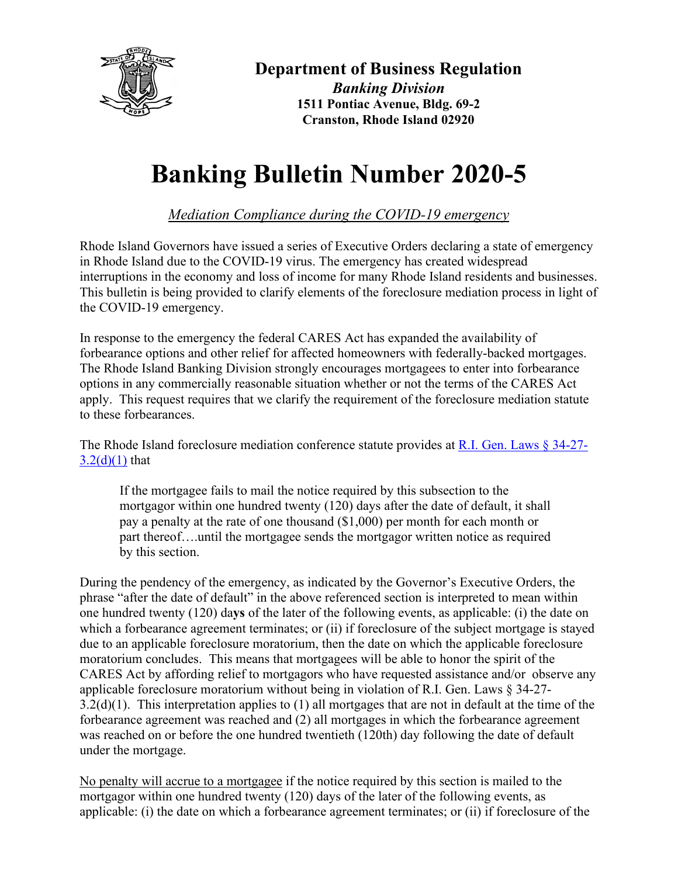**Department of Business Regulation**
***Banking Division***
**1511 Pontiac Avenue, Bldg. 69-2**
**Cranston, Rhode Island 02920**

# Banking Bulletin Number 2020-5

*Mediation Compliance during the COVID-19 emergency*

Rhode Island Governors have issued a series of Executive Orders declaring a state of emergency in Rhode Island due to the COVID-19 virus. The emergency has created widespread interruptions in the economy and loss of income for many Rhode Island residents and businesses. This bulletin is being provided to clarify elements of the foreclosure mediation process in light of the COVID-19 emergency.

In response to the emergency the federal CARES Act has expanded the availability of forbearance options and other relief for affected homeowners with federally-backed mortgages. The Rhode Island Banking Division strongly encourages mortgagees to enter into forbearance options in any commercially reasonable situation whether or not the terms of the CARES Act apply. This request requires that we clarify the requirement of the foreclosure mediation statute to these forbearances.

The Rhode Island foreclosure mediation conference statute provides at R.I. Gen. Laws § 34-27-3.2(d)(1) that

> If the mortgagee fails to mail the notice required by this subsection to the mortgagor within one hundred twenty (120) days after the date of default, it shall pay a penalty at the rate of one thousand ($1,000) per month for each month or part thereof….until the mortgagee sends the mortgagor written notice as required by this section.

During the pendency of the emergency, as indicated by the Governor's Executive Orders, the phrase "after the date of default" in the above referenced section is interpreted to mean within one hundred twenty (120) da**ys** of the later of the following events, as applicable: (i) the date on which a forbearance agreement terminates; or (ii) if foreclosure of the subject mortgage is stayed due to an applicable foreclosure moratorium, then the date on which the applicable foreclosure moratorium concludes. This means that mortgagees will be able to honor the spirit of the CARES Act by affording relief to mortgagors who have requested assistance and/or observe any applicable foreclosure moratorium without being in violation of R.I. Gen. Laws § 34-27-3.2(d)(1). This interpretation applies to (1) all mortgages that are not in default at the time of the forbearance agreement was reached and (2) all mortgages in which the forbearance agreement was reached on or before the one hundred twentieth (120th) day following the date of default under the mortgage.

<u>No penalty will accrue to a mortgagee</u> if the notice required by this section is mailed to the mortgagor within one hundred twenty (120) days of the later of the following events, as applicable: (i) the date on which a forbearance agreement terminates; or (ii) if foreclosure of the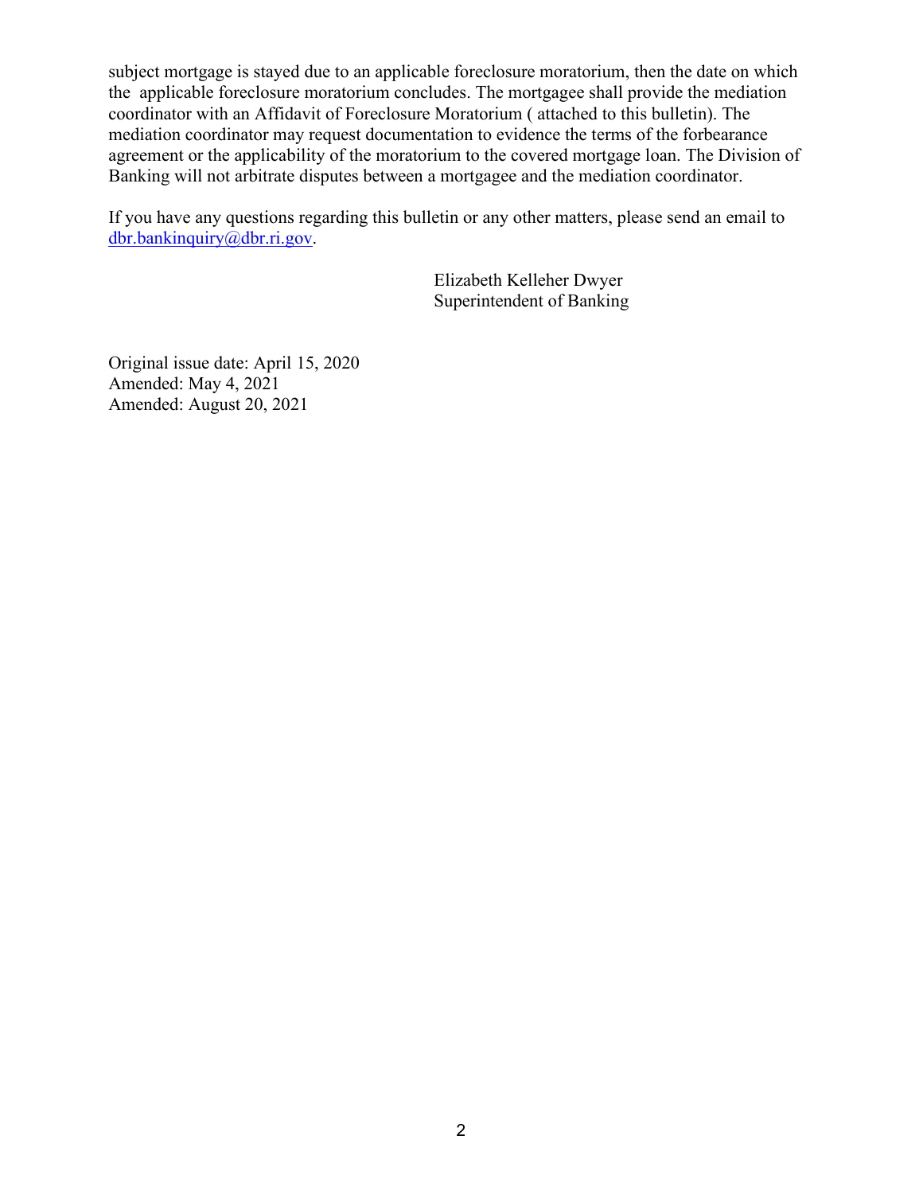subject mortgage is stayed due to an applicable foreclosure moratorium, then the date on which the applicable foreclosure moratorium concludes. The mortgagee shall provide the mediation coordinator with an Affidavit of Foreclosure Moratorium ( attached to this bulletin). The mediation coordinator may request documentation to evidence the terms of the forbearance agreement or the applicability of the moratorium to the covered mortgage loan. The Division of Banking will not arbitrate disputes between a mortgagee and the mediation coordinator.

If you have any questions regarding this bulletin or any other matters, please send an email to [dbr.bankinquiry@dbr.ri.gov](mailto:dbr.bankinquiry@dbr.ri.gov).

Elizabeth Kelleher Dwyer
Superintendent of Banking

Original issue date: April 15, 2020
Amended: May 4, 2021
Amended: August 20, 2021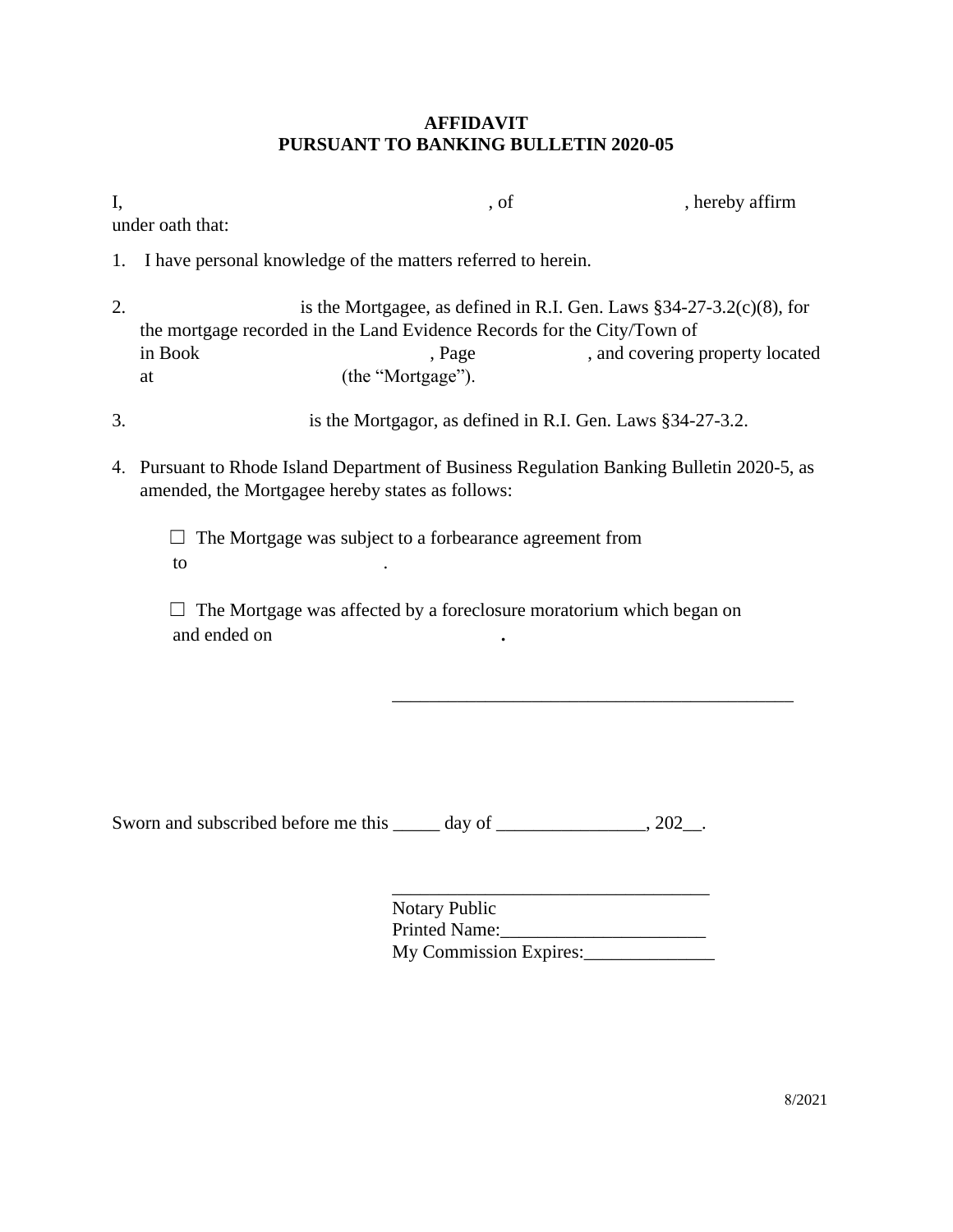**AFFIDAVIT**
**PURSUANT TO BANKING BULLETIN 2020-05**

I, , of , hereby affirm under oath that:

1. I have personal knowledge of the matters referred to herein.

2. is the Mortgagee, as defined in R.I. Gen. Laws §34-27-3.2(c)(8), for the mortgage recorded in the Land Evidence Records for the City/Town of in Book , Page , and covering property located at (the "Mortgage").

3. is the Mortgagor, as defined in R.I. Gen. Laws §34-27-3.2.

4. Pursuant to Rhode Island Department of Business Regulation Banking Bulletin 2020-5, as amended, the Mortgagee hereby states as follows:

   ☐ The Mortgage was subject to a forbearance agreement from to .

   ☐ The Mortgage was affected by a foreclosure moratorium which began on and ended on .

\_\_\_\_\_\_\_\_\_\_\_\_\_\_\_\_\_\_\_\_\_\_\_\_\_\_\_\_\_\_\_\_\_\_\_\_\_\_\_\_\_\_\_\_

Sworn and subscribed before me this \_\_\_\_\_ day of \_\_\_\_\_\_\_\_\_\_\_\_\_\_\_\_, 202\_\_.

\_\_\_\_\_\_\_\_\_\_\_\_\_\_\_\_\_\_\_\_\_\_\_\_\_\_\_\_\_\_\_\_\_\_\_
Notary Public
Printed Name:\_\_\_\_\_\_\_\_\_\_\_\_\_\_\_\_\_\_\_\_\_\_
My Commission Expires:\_\_\_\_\_\_\_\_\_\_\_\_\_\_

8/2021